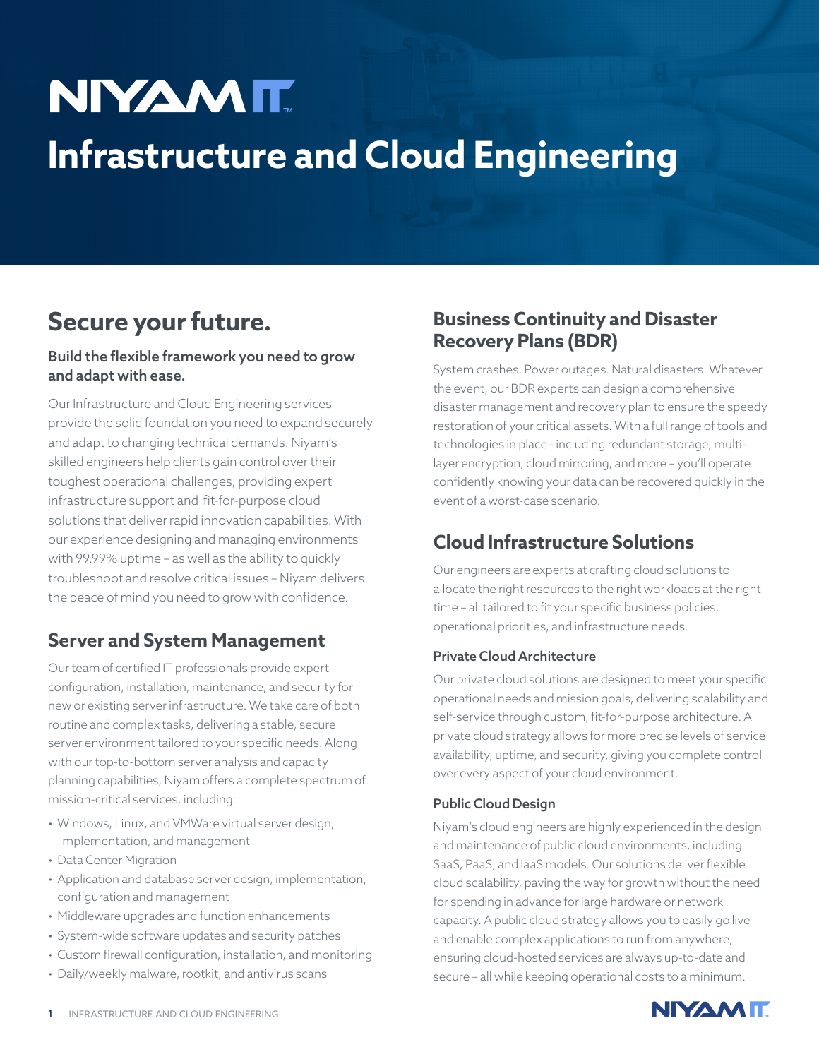NIYAM IT

# Infrastructure and Cloud Engineering

## Secure your future.

### Build the flexible framework you need to grow and adapt with ease.

Our Infrastructure and Cloud Engineering services provide the solid foundation you need to expand securely and adapt to changing technical demands. Niyam's skilled engineers help clients gain control over their toughest operational challenges, providing expert infrastructure support and fit-for-purpose cloud solutions that deliver rapid innovation capabilities. With our experience designing and managing environments with 99.99% uptime – as well as the ability to quickly troubleshoot and resolve critical issues – Niyam delivers the peace of mind you need to grow with confidence.

## Server and System Management

Our team of certified IT professionals provide expert configuration, installation, maintenance, and security for new or existing server infrastructure. We take care of both routine and complex tasks, delivering a stable, secure server environment tailored to your specific needs. Along with our top-to-bottom server analysis and capacity planning capabilities, Niyam offers a complete spectrum of mission-critical services, including:

- Windows, Linux, and VMWare virtual server design, implementation, and management
- Data Center Migration
- Application and database server design, implementation, configuration and management
- Middleware upgrades and function enhancements
- System-wide software updates and security patches
- Custom firewall configuration, installation, and monitoring
- Daily/weekly malware, rootkit, and antivirus scans

## Business Continuity and Disaster Recovery Plans (BDR)

System crashes. Power outages. Natural disasters. Whatever the event, our BDR experts can design a comprehensive disaster management and recovery plan to ensure the speedy restoration of your critical assets. With a full range of tools and technologies in place - including redundant storage, multi-layer encryption, cloud mirroring, and more – you'll operate confidently knowing your data can be recovered quickly in the event of a worst-case scenario.

## Cloud Infrastructure Solutions

Our engineers are experts at crafting cloud solutions to allocate the right resources to the right workloads at the right time – all tailored to fit your specific business policies, operational priorities, and infrastructure needs.

### Private Cloud Architecture

Our private cloud solutions are designed to meet your specific operational needs and mission goals, delivering scalability and self-service through custom, fit-for-purpose architecture. A private cloud strategy allows for more precise levels of service availability, uptime, and security, giving you complete control over every aspect of your cloud environment.

### Public Cloud Design

Niyam's cloud engineers are highly experienced in the design and maintenance of public cloud environments, including SaaS, PaaS, and IaaS models. Our solutions deliver flexible cloud scalability, paving the way for growth without the need for spending in advance for large hardware or network capacity. A public cloud strategy allows you to easily go live and enable complex applications to run from anywhere, ensuring cloud-hosted services are always up-to-date and secure – all while keeping operational costs to a minimum.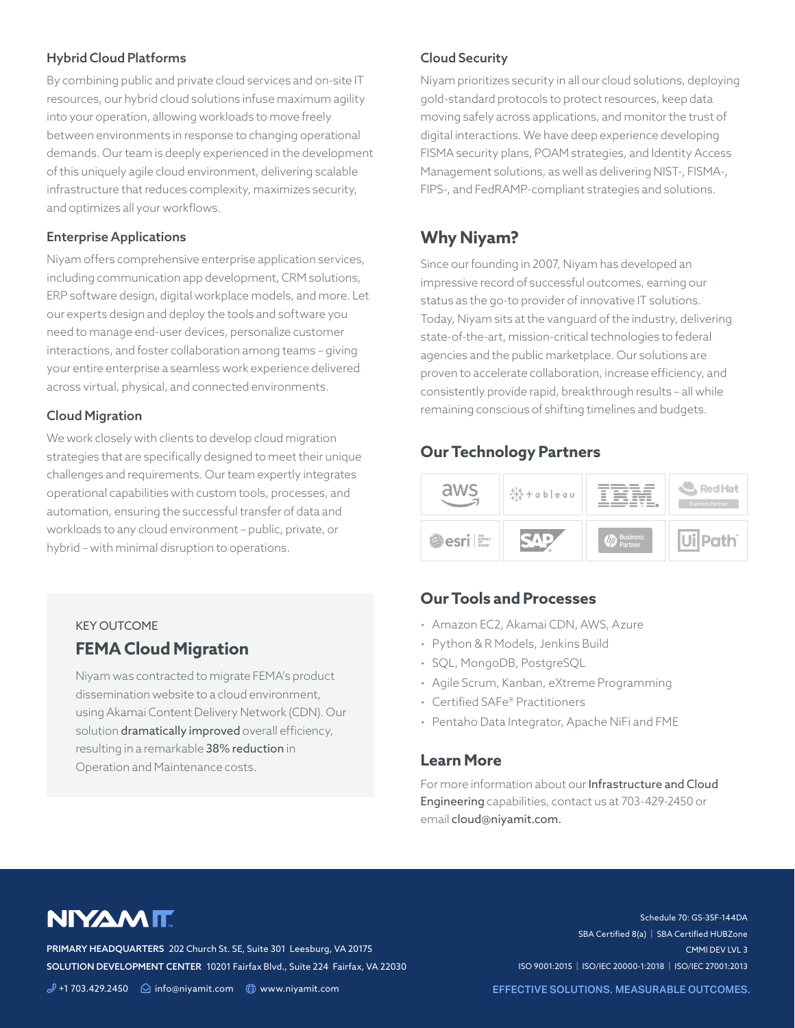### Hybrid Cloud Platforms

By combining public and private cloud services and on-site IT resources, our hybrid cloud solutions infuse maximum agility into your operation, allowing workloads to move freely between environments in response to changing operational demands. Our team is deeply experienced in the development of this uniquely agile cloud environment, delivering scalable infrastructure that reduces complexity, maximizes security, and optimizes all your workflows.

### Enterprise Applications

Niyam offers comprehensive enterprise application services, including communication app development, CRM solutions, ERP software design, digital workplace models, and more. Let our experts design and deploy the tools and software you need to manage end-user devices, personalize customer interactions, and foster collaboration among teams – giving your entire enterprise a seamless work experience delivered across virtual, physical, and connected environments.

### Cloud Migration

We work closely with clients to develop cloud migration strategies that are specifically designed to meet their unique challenges and requirements. Our team expertly integrates operational capabilities with custom tools, processes, and automation, ensuring the successful transfer of data and workloads to any cloud environment – public, private, or hybrid – with minimal disruption to operations.

KEY OUTCOME

### FEMA Cloud Migration

Niyam was contracted to migrate FEMA's product dissemination website to a cloud environment, using Akamai Content Delivery Network (CDN). Our solution **dramatically improved** overall efficiency, resulting in a remarkable **38% reduction** in Operation and Maintenance costs.

### Cloud Security

Niyam prioritizes security in all our cloud solutions, deploying gold-standard protocols to protect resources, keep data moving safely across applications, and monitor the trust of digital interactions. We have deep experience developing FISMA security plans, POAM strategies, and Identity Access Management solutions, as well as delivering NIST-, FISMA-, FIPS-, and FedRAMP-compliant strategies and solutions.

## Why Niyam?

Since our founding in 2007, Niyam has developed an impressive record of successful outcomes, earning our status as the go-to provider of innovative IT solutions. Today, Niyam sits at the vanguard of the industry, delivering state-of-the-art, mission-critical technologies to federal agencies and the public marketplace. Our solutions are proven to accelerate collaboration, increase efficiency, and consistently provide rapid, breakthrough results – all while remaining conscious of shifting timelines and budgets.

## Our Technology Partners

aws | tableau | IBM | Red Hat Business Partner | esri | SAP | hp Business Partner | UiPath

## Our Tools and Processes

- Amazon EC2, Akamai CDN, AWS, Azure
- Python & R Models, Jenkins Build
- SQL, MongoDB, PostgreSQL
- Agile Scrum, Kanban, eXtreme Programming
- Certified SAFe® Practitioners
- Pentaho Data Integrator, Apache NiFi and FME

## Learn More

For more information about our **Infrastructure and Cloud Engineering** capabilities, contact us at 703-429-2450 or email **cloud@niyamit.com.**

NIYAM IT

**PRIMARY HEADQUARTERS** 202 Church St. SE, Suite 301 Leesburg, VA 20175
**SOLUTION DEVELOPMENT CENTER** 10201 Fairfax Blvd., Suite 224 Fairfax, VA 22030

+1 703.429.2450 | info@niyamit.com | www.niyamit.com

Schedule 70: GS-35F-144DA
SBA Certified 8(a) | SBA Certified HUBZone
CMMI DEV LVL 3
ISO 9001:2015 | ISO/IEC 20000-1:2018 | ISO/IEC 27001:2013

EFFECTIVE SOLUTIONS. MEASURABLE OUTCOMES.